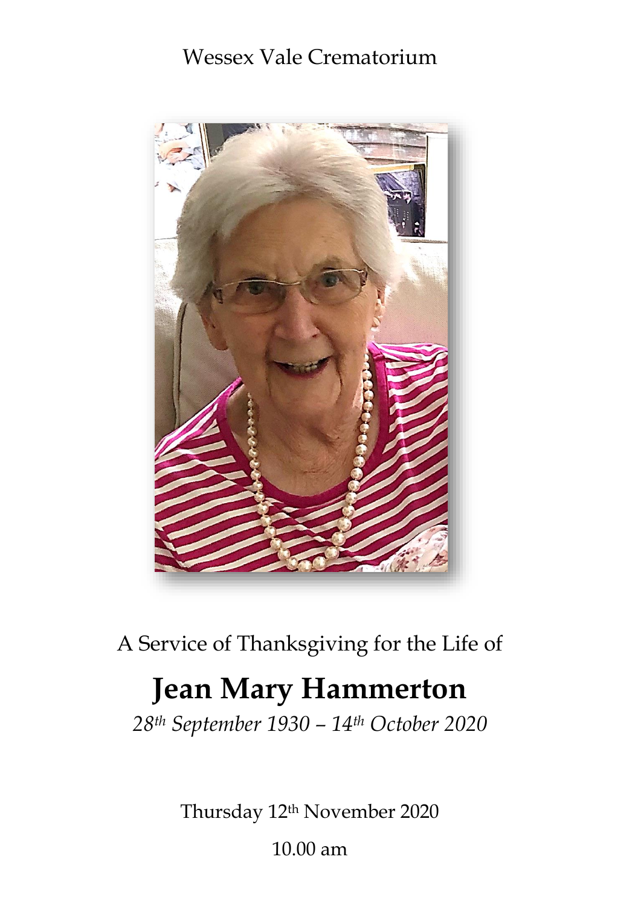Wessex Vale Crematorium

A Service of Thanksgiving for the Life of

# Jean Mary Hammerton

*28th September 1930 – 14th October 2020*

Thursday 12th November 2020

10.00 am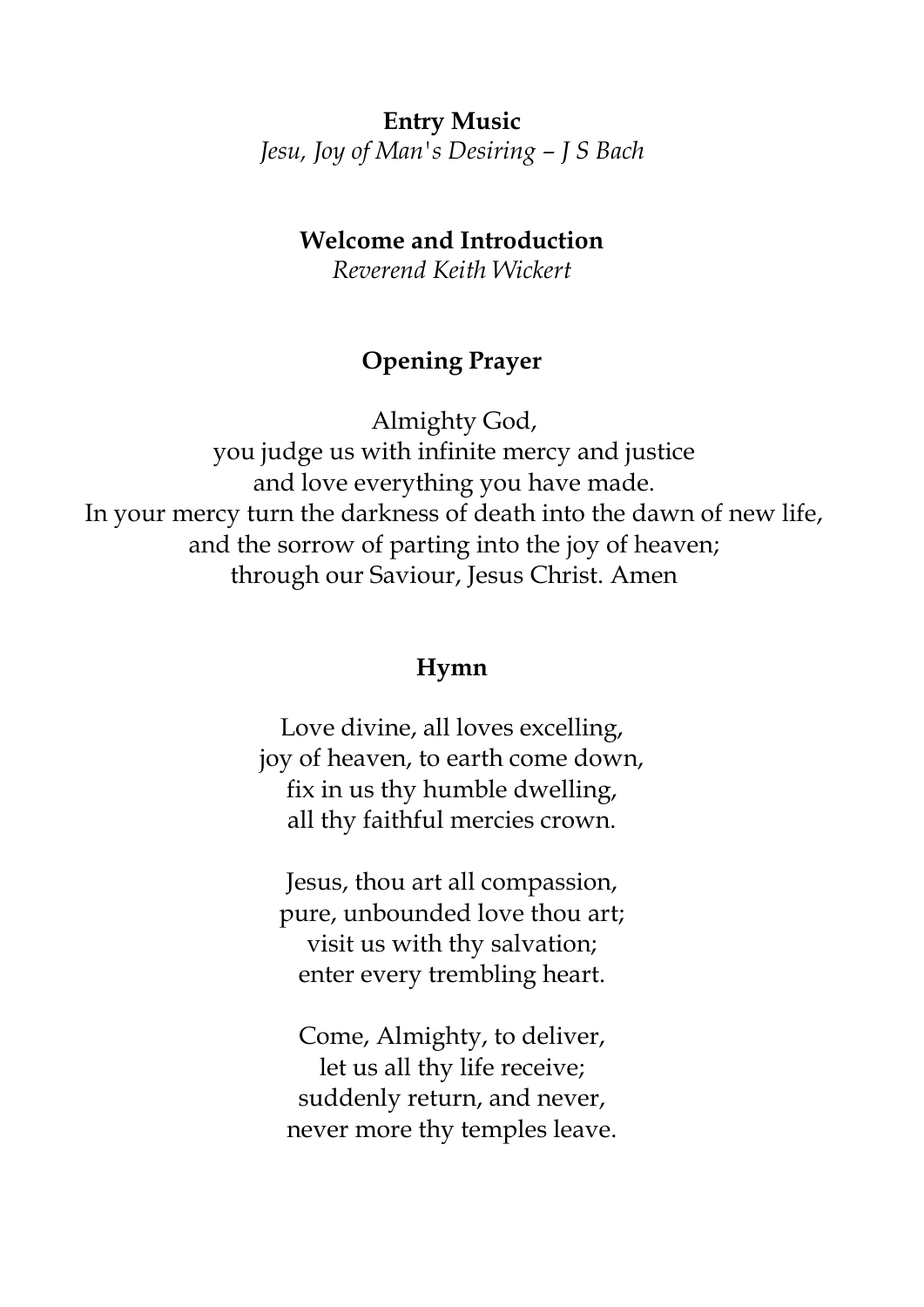**Entry Music**
*Jesu, Joy of Man's Desiring – J S Bach*

**Welcome and Introduction**
*Reverend Keith Wickert*

**Opening Prayer**

Almighty God,
you judge us with infinite mercy and justice
and love everything you have made.
In your mercy turn the darkness of death into the dawn of new life,
and the sorrow of parting into the joy of heaven;
through our Saviour, Jesus Christ. Amen

**Hymn**

Love divine, all loves excelling,
joy of heaven, to earth come down,
fix in us thy humble dwelling,
all thy faithful mercies crown.

Jesus, thou art all compassion,
pure, unbounded love thou art;
visit us with thy salvation;
enter every trembling heart.

Come, Almighty, to deliver,
let us all thy life receive;
suddenly return, and never,
never more thy temples leave.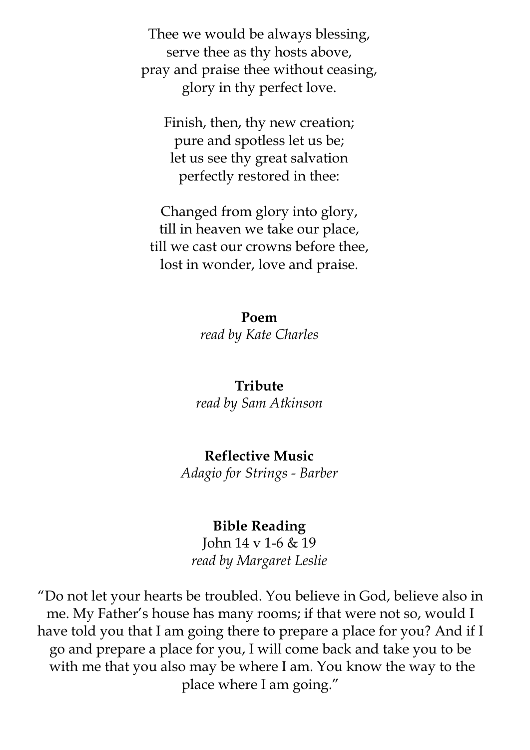Thee we would be always blessing,
serve thee as thy hosts above,
pray and praise thee without ceasing,
glory in thy perfect love.

Finish, then, thy new creation;
pure and spotless let us be;
let us see thy great salvation
perfectly restored in thee:

Changed from glory into glory,
till in heaven we take our place,
till we cast our crowns before thee,
lost in wonder, love and praise.

**Poem**

*read by Kate Charles*

**Tribute**

*read by Sam Atkinson*

**Reflective Music**

*Adagio for Strings - Barber*

**Bible Reading**

John 14 v 1-6 & 19

*read by Margaret Leslie*

"Do not let your hearts be troubled. You believe in God, believe also in me. My Father's house has many rooms; if that were not so, would I have told you that I am going there to prepare a place for you? And if I go and prepare a place for you, I will come back and take you to be with me that you also may be where I am. You know the way to the place where I am going."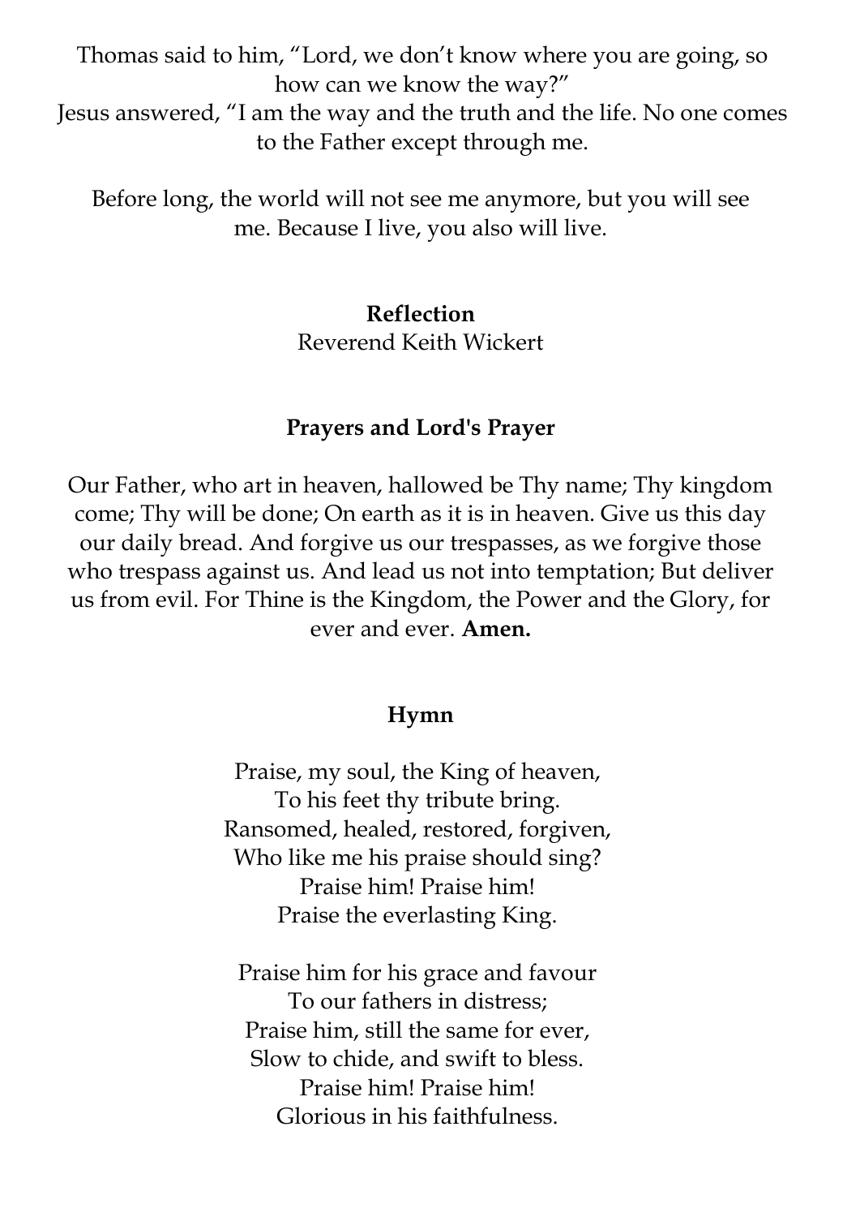Thomas said to him, “Lord, we don’t know where you are going, so how can we know the way?”
Jesus answered, “I am the way and the truth and the life. No one comes to the Father except through me.

Before long, the world will not see me anymore, but you will see me. Because I live, you also will live.

**Reflection**
Reverend Keith Wickert

**Prayers and Lord's Prayer**

Our Father, who art in heaven, hallowed be Thy name; Thy kingdom come; Thy will be done; On earth as it is in heaven. Give us this day our daily bread. And forgive us our trespasses, as we forgive those who trespass against us. And lead us not into temptation; But deliver us from evil. For Thine is the Kingdom, the Power and the Glory, for ever and ever. **Amen.**

**Hymn**

Praise, my soul, the King of heaven,
To his feet thy tribute bring.
Ransomed, healed, restored, forgiven,
Who like me his praise should sing?
Praise him! Praise him!
Praise the everlasting King.

Praise him for his grace and favour
To our fathers in distress;
Praise him, still the same for ever,
Slow to chide, and swift to bless.
Praise him! Praise him!
Glorious in his faithfulness.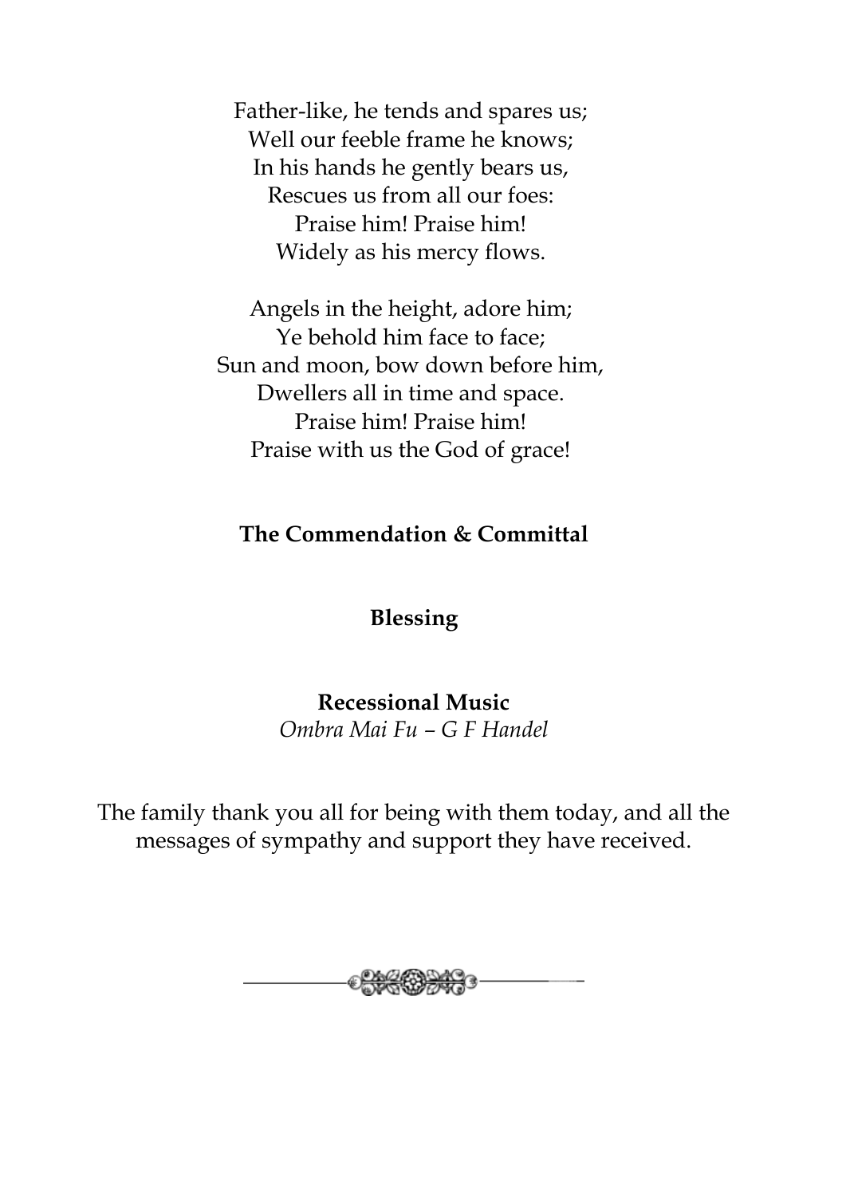Father-like, he tends and spares us;
Well our feeble frame he knows;
In his hands he gently bears us,
Rescues us from all our foes:
Praise him! Praise him!
Widely as his mercy flows.

Angels in the height, adore him;
Ye behold him face to face;
Sun and moon, bow down before him,
Dwellers all in time and space.
Praise him! Praise him!
Praise with us the God of grace!

**The Commendation & Committal**

**Blessing**

**Recessional Music**
*Ombra Mai Fu – G F Handel*

The family thank you all for being with them today, and all the messages of sympathy and support they have received.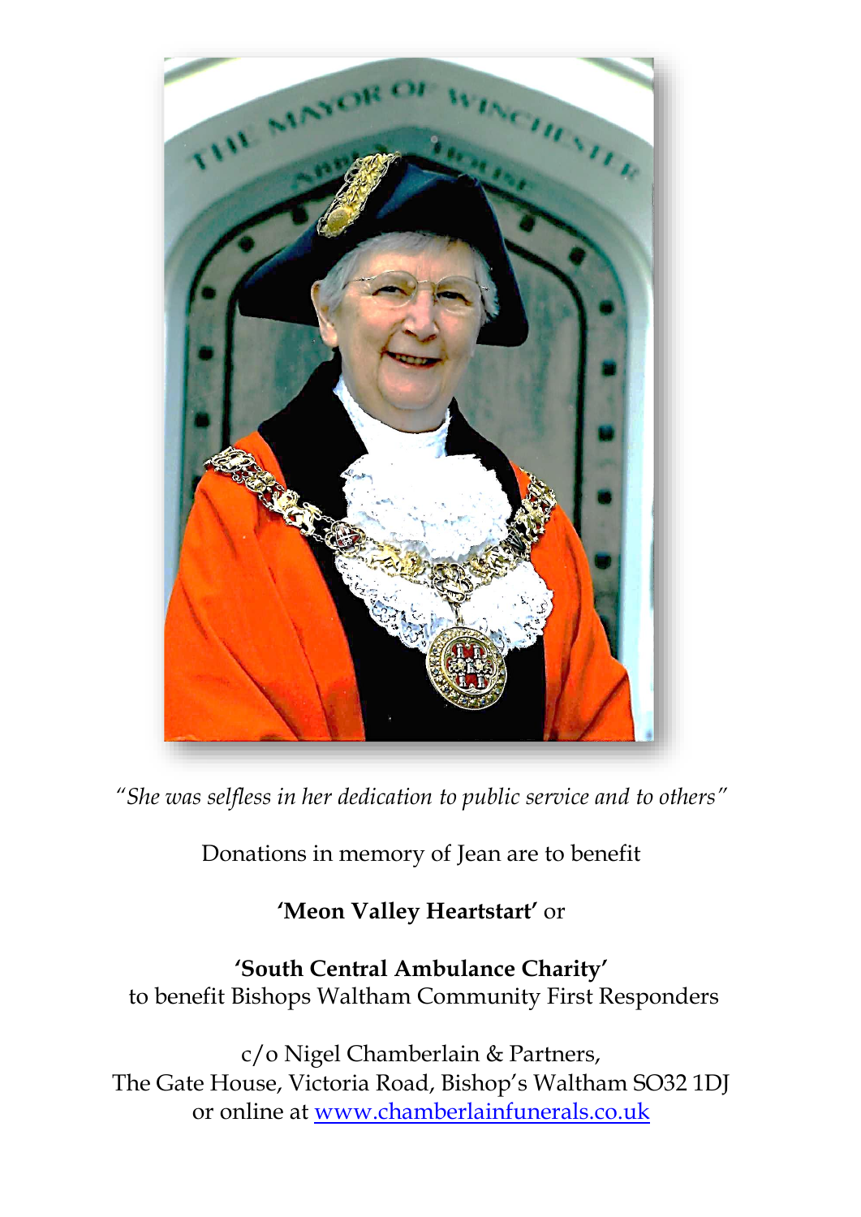*"She was selfless in her dedication to public service and to others"*

Donations in memory of Jean are to benefit

**'Meon Valley Heartstart'** or

**'South Central Ambulance Charity'**
to benefit Bishops Waltham Community First Responders

c/o Nigel Chamberlain & Partners,
The Gate House, Victoria Road, Bishop's Waltham SO32 1DJ
or online at www.chamberlainfunerals.co.uk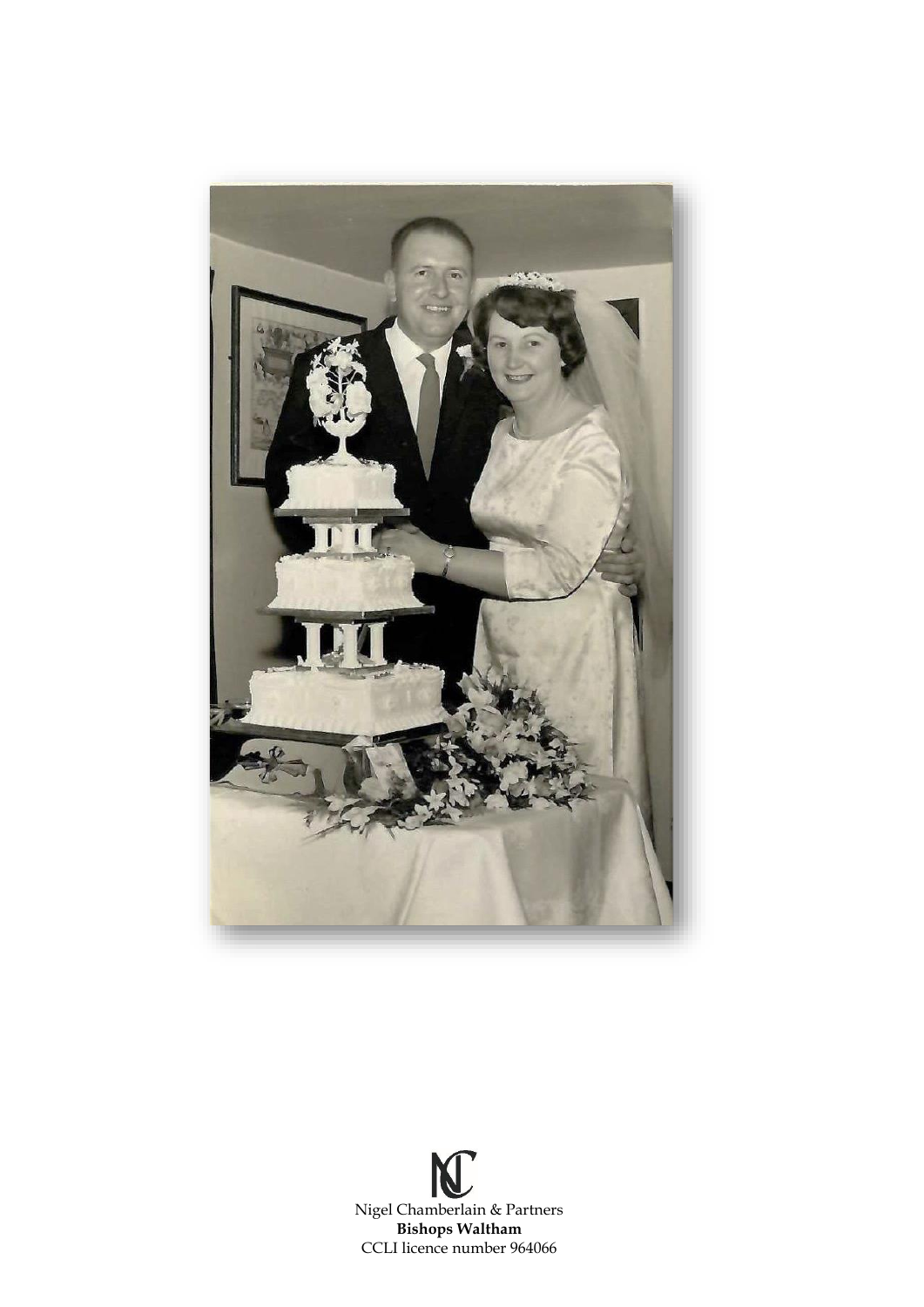NC

Nigel Chamberlain & Partners
**Bishops Waltham**
CCLI licence number 964066